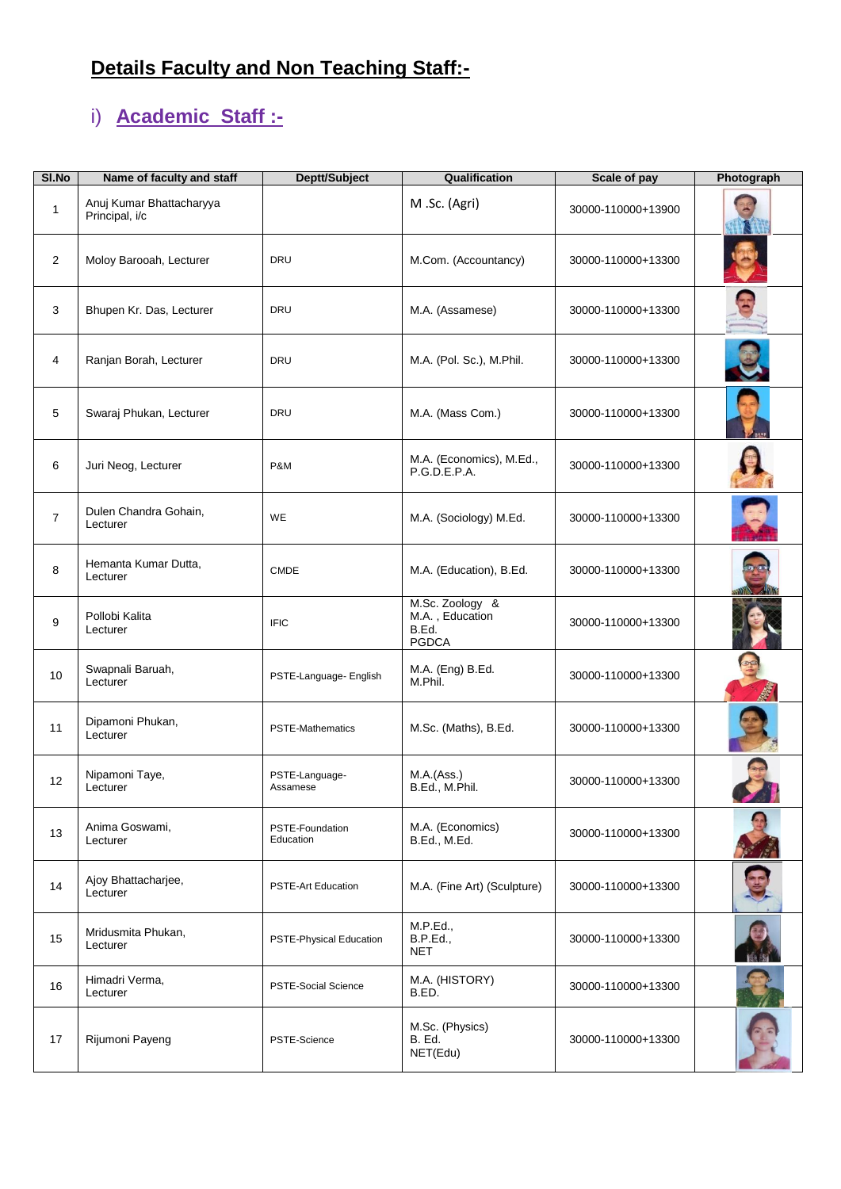# Details Faculty and Non Teaching Staff:-

## i) Academic Staff :-

| Sl.No | Name of faculty and staff | Deptt/Subject | Qualification | Scale of pay | Photograph |
|---|---|---|---|---|---|
| 1 | Anuj Kumar Bhattacharyya Principal, i/c | | M .Sc. (Agri) | 30000-110000+13900 | |
| 2 | Moloy Barooah, Lecturer | DRU | M.Com. (Accountancy) | 30000-110000+13300 | |
| 3 | Bhupen Kr. Das, Lecturer | DRU | M.A. (Assamese) | 30000-110000+13300 | |
| 4 | Ranjan Borah, Lecturer | DRU | M.A. (Pol. Sc.), M.Phil. | 30000-110000+13300 | |
| 5 | Swaraj Phukan, Lecturer | DRU | M.A. (Mass Com.) | 30000-110000+13300 | |
| 6 | Juri Neog, Lecturer | P&M | M.A. (Economics), M.Ed., P.G.D.E.P.A. | 30000-110000+13300 | |
| 7 | Dulen Chandra Gohain, Lecturer | WE | M.A. (Sociology) M.Ed. | 30000-110000+13300 | |
| 8 | Hemanta Kumar Dutta, Lecturer | CMDE | M.A. (Education), B.Ed. | 30000-110000+13300 | |
| 9 | Pollobi Kalita Lecturer | IFIC | M.Sc. Zoology & M.A. , Education B.Ed. PGDCA | 30000-110000+13300 | |
| 10 | Swapnali Baruah, Lecturer | PSTE-Language- English | M.A. (Eng) B.Ed. M.Phil. | 30000-110000+13300 | |
| 11 | Dipamoni Phukan, Lecturer | PSTE-Mathematics | M.Sc. (Maths), B.Ed. | 30000-110000+13300 | |
| 12 | Nipamoni Taye, Lecturer | PSTE-Language- Assamese | M.A.(Ass.) B.Ed., M.Phil. | 30000-110000+13300 | |
| 13 | Anima Goswami, Lecturer | PSTE-Foundation Education | M.A. (Economics) B.Ed., M.Ed. | 30000-110000+13300 | |
| 14 | Ajoy Bhattacharjee, Lecturer | PSTE-Art Education | M.A. (Fine Art) (Sculpture) | 30000-110000+13300 | |
| 15 | Mridusmita Phukan, Lecturer | PSTE-Physical Education | M.P.Ed., B.P.Ed., NET | 30000-110000+13300 | |
| 16 | Himadri Verma, Lecturer | PSTE-Social Science | M.A. (HISTORY) B.ED. | 30000-110000+13300 | |
| 17 | Rijumoni Payeng | PSTE-Science | M.Sc. (Physics) B. Ed. NET(Edu) | 30000-110000+13300 | |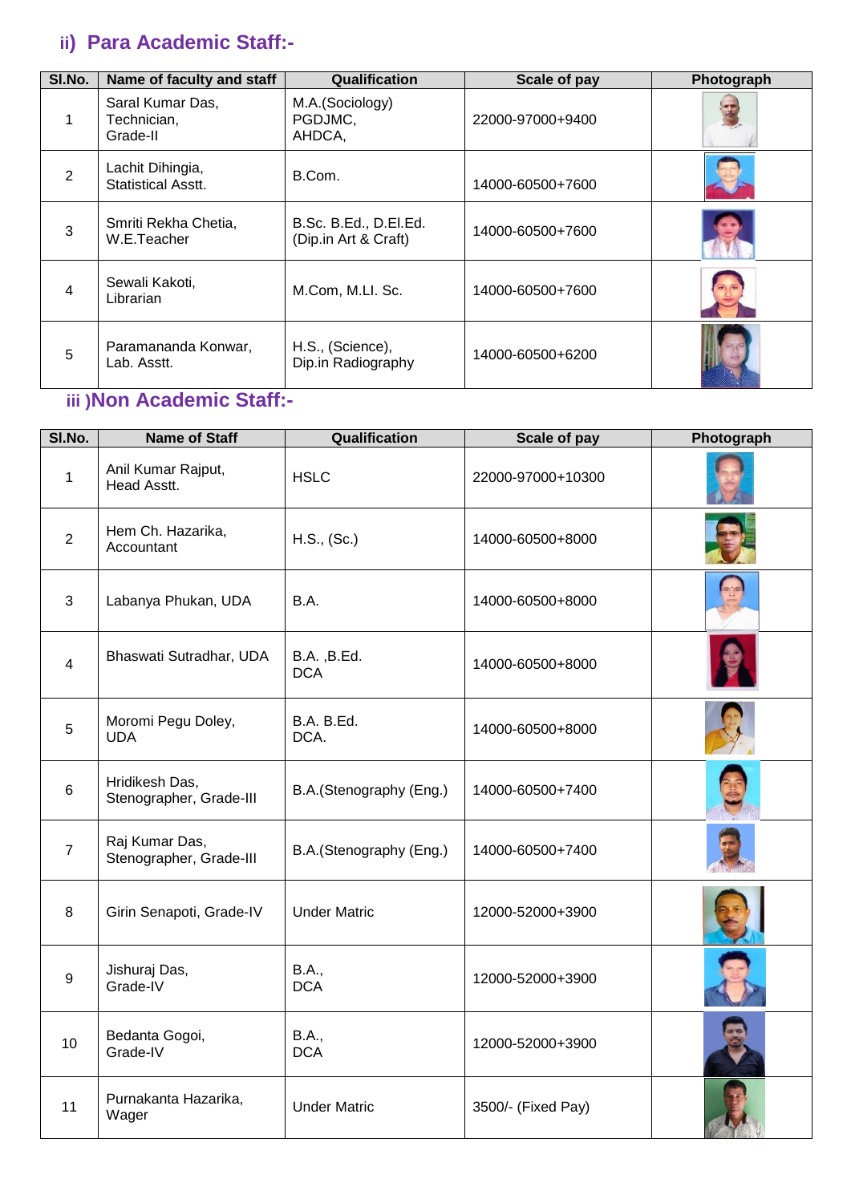## ii) Para Academic Staff:-

| Sl.No. | Name of faculty and staff | Qualification | Scale of pay | Photograph |
|---|---|---|---|---|
| 1 | Saral Kumar Das, Technician, Grade-II | M.A.(Sociology) PGDJMC, AHDCA, | 22000-97000+9400 | |
| 2 | Lachit Dihingia, Statistical Asstt. | B.Com. | 14000-60500+7600 | |
| 3 | Smriti Rekha Chetia, W.E.Teacher | B.Sc. B.Ed., D.El.Ed. (Dip.in Art & Craft) | 14000-60500+7600 | |
| 4 | Sewali Kakoti, Librarian | M.Com, M.LI. Sc. | 14000-60500+7600 | |
| 5 | Paramananda Konwar, Lab. Asstt. | H.S., (Science), Dip.in Radiography | 14000-60500+6200 | |

## iii )Non Academic Staff:-

| Sl.No. | Name of Staff | Qualification | Scale of pay | Photograph |
|---|---|---|---|---|
| 1 | Anil Kumar Rajput, Head Asstt. | HSLC | 22000-97000+10300 | |
| 2 | Hem Ch. Hazarika, Accountant | H.S., (Sc.) | 14000-60500+8000 | |
| 3 | Labanya Phukan, UDA | B.A. | 14000-60500+8000 | |
| 4 | Bhaswati Sutradhar, UDA | B.A. ,B.Ed. DCA | 14000-60500+8000 | |
| 5 | Moromi Pegu Doley, UDA | B.A. B.Ed. DCA. | 14000-60500+8000 | |
| 6 | Hridikesh Das, Stenographer, Grade-III | B.A.(Stenography (Eng.) | 14000-60500+7400 | |
| 7 | Raj Kumar Das, Stenographer, Grade-III | B.A.(Stenography (Eng.) | 14000-60500+7400 | |
| 8 | Girin Senapoti, Grade-IV | Under Matric | 12000-52000+3900 | |
| 9 | Jishuraj Das, Grade-IV | B.A., DCA | 12000-52000+3900 | |
| 10 | Bedanta Gogoi, Grade-IV | B.A., DCA | 12000-52000+3900 | |
| 11 | Purnakanta Hazarika, Wager | Under Matric | 3500/- (Fixed Pay) | |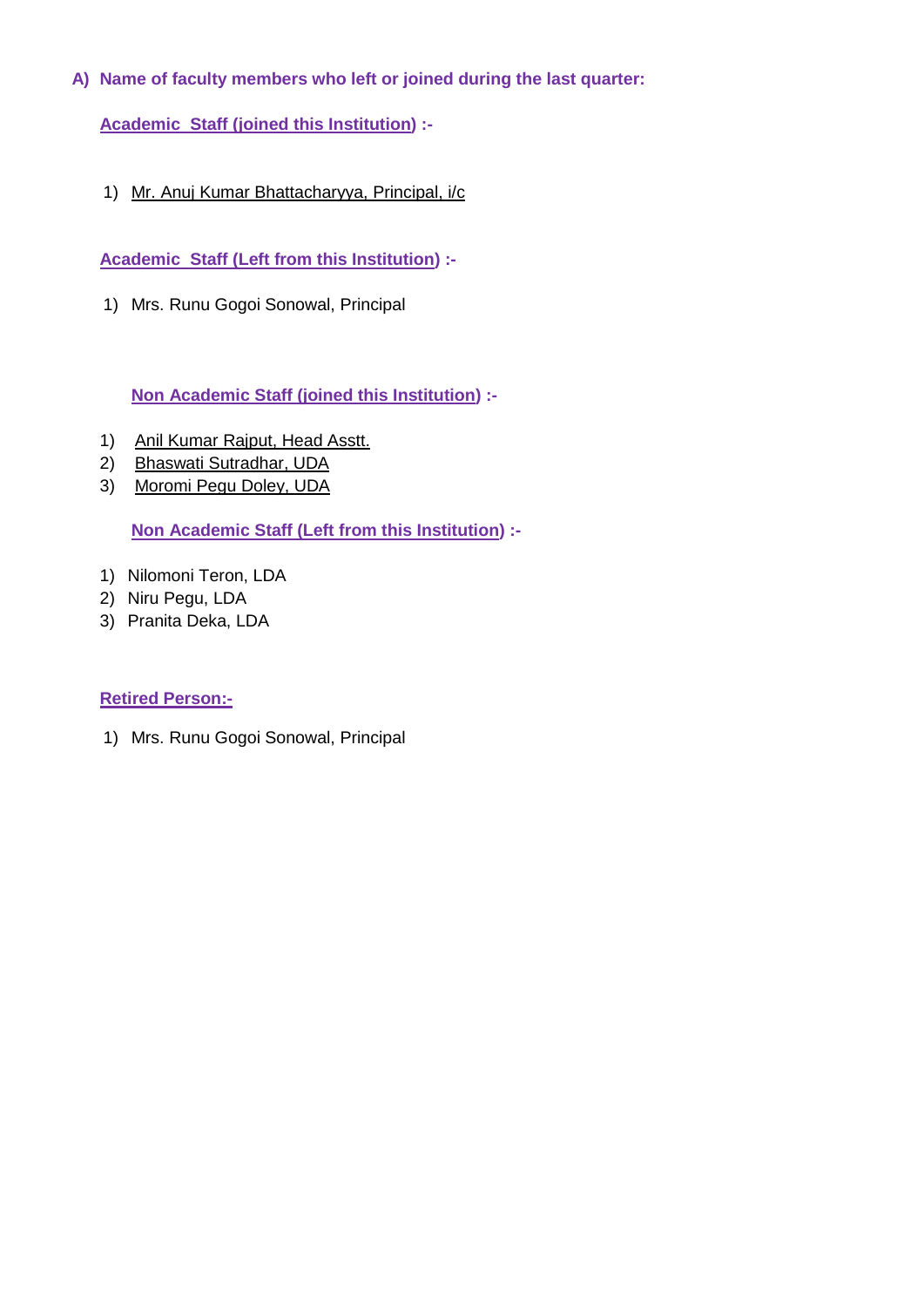## A) Name of faculty members who left or joined during the last quarter:

**Academic Staff (joined this Institution) :-**

1) Mr. Anuj Kumar Bhattacharyya, Principal, i/c

**Academic Staff (Left from this Institution) :-**

1) Mrs. Runu Gogoi Sonowal, Principal

**Non Academic Staff (joined this Institution) :-**

1) Anil Kumar Rajput, Head Asstt.
2) Bhaswati Sutradhar, UDA
3) Moromi Pegu Doley, UDA

**Non Academic Staff (Left from this Institution) :-**

1) Nilomoni Teron, LDA
2) Niru Pegu, LDA
3) Pranita Deka, LDA

**Retired Person:-**

1) Mrs. Runu Gogoi Sonowal, Principal